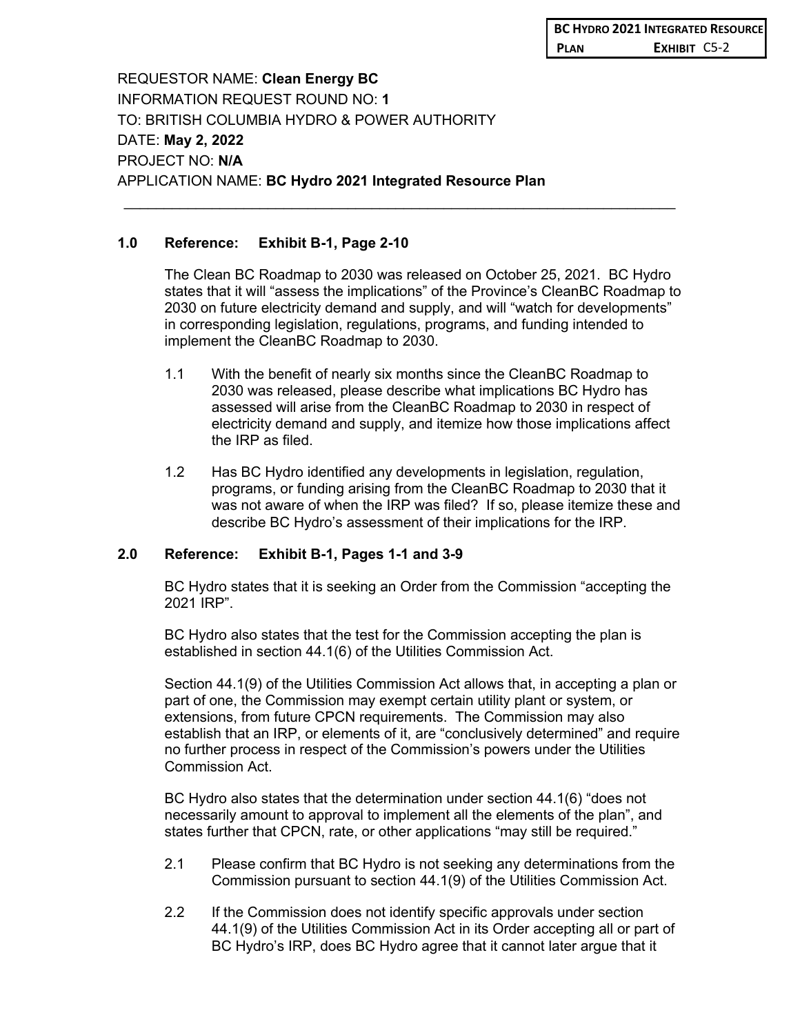BC HYDRO 2021 INTEGRATED RESOURCE PLAN EXHIBIT C5-2

REQUESTOR NAME: **Clean Energy BC**
INFORMATION REQUEST ROUND NO: **1**
TO: BRITISH COLUMBIA HYDRO & POWER AUTHORITY
DATE: **May 2, 2022**
PROJECT NO: **N/A**
APPLICATION NAME: **BC Hydro 2021 Integrated Resource Plan**

---

**1.0 Reference: Exhibit B-1, Page 2-10**

The Clean BC Roadmap to 2030 was released on October 25, 2021. BC Hydro states that it will "assess the implications" of the Province's CleanBC Roadmap to 2030 on future electricity demand and supply, and will "watch for developments" in corresponding legislation, regulations, programs, and funding intended to implement the CleanBC Roadmap to 2030.

1.1 With the benefit of nearly six months since the CleanBC Roadmap to 2030 was released, please describe what implications BC Hydro has assessed will arise from the CleanBC Roadmap to 2030 in respect of electricity demand and supply, and itemize how those implications affect the IRP as filed.

1.2 Has BC Hydro identified any developments in legislation, regulation, programs, or funding arising from the CleanBC Roadmap to 2030 that it was not aware of when the IRP was filed? If so, please itemize these and describe BC Hydro's assessment of their implications for the IRP.

**2.0 Reference: Exhibit B-1, Pages 1-1 and 3-9**

BC Hydro states that it is seeking an Order from the Commission "accepting the 2021 IRP".

BC Hydro also states that the test for the Commission accepting the plan is established in section 44.1(6) of the Utilities Commission Act.

Section 44.1(9) of the Utilities Commission Act allows that, in accepting a plan or part of one, the Commission may exempt certain utility plant or system, or extensions, from future CPCN requirements. The Commission may also establish that an IRP, or elements of it, are "conclusively determined" and require no further process in respect of the Commission's powers under the Utilities Commission Act.

BC Hydro also states that the determination under section 44.1(6) "does not necessarily amount to approval to implement all the elements of the plan", and states further that CPCN, rate, or other applications "may still be required."

2.1 Please confirm that BC Hydro is not seeking any determinations from the Commission pursuant to section 44.1(9) of the Utilities Commission Act.

2.2 If the Commission does not identify specific approvals under section 44.1(9) of the Utilities Commission Act in its Order accepting all or part of BC Hydro's IRP, does BC Hydro agree that it cannot later argue that it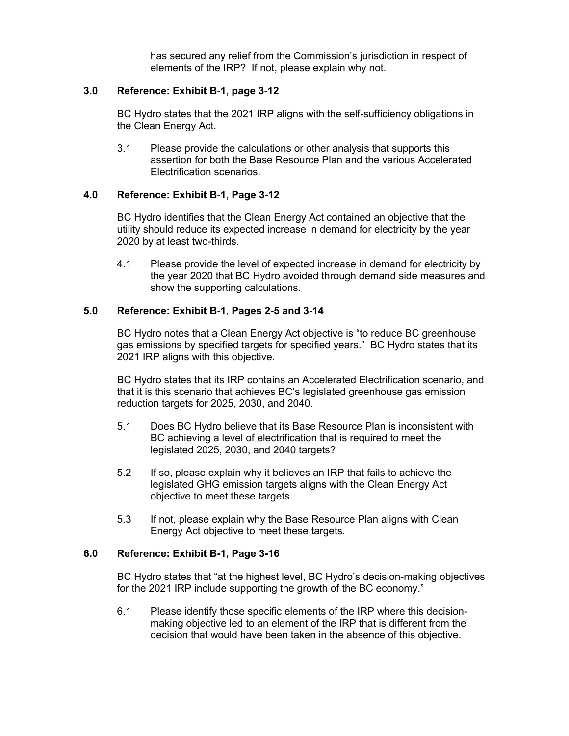has secured any relief from the Commission's jurisdiction in respect of elements of the IRP? If not, please explain why not.

### 3.0 Reference: Exhibit B-1, page 3-12

BC Hydro states that the 2021 IRP aligns with the self-sufficiency obligations in the Clean Energy Act.

3.1 Please provide the calculations or other analysis that supports this assertion for both the Base Resource Plan and the various Accelerated Electrification scenarios.

### 4.0 Reference: Exhibit B-1, Page 3-12

BC Hydro identifies that the Clean Energy Act contained an objective that the utility should reduce its expected increase in demand for electricity by the year 2020 by at least two-thirds.

4.1 Please provide the level of expected increase in demand for electricity by the year 2020 that BC Hydro avoided through demand side measures and show the supporting calculations.

### 5.0 Reference: Exhibit B-1, Pages 2-5 and 3-14

BC Hydro notes that a Clean Energy Act objective is "to reduce BC greenhouse gas emissions by specified targets for specified years." BC Hydro states that its 2021 IRP aligns with this objective.

BC Hydro states that its IRP contains an Accelerated Electrification scenario, and that it is this scenario that achieves BC's legislated greenhouse gas emission reduction targets for 2025, 2030, and 2040.

5.1 Does BC Hydro believe that its Base Resource Plan is inconsistent with BC achieving a level of electrification that is required to meet the legislated 2025, 2030, and 2040 targets?

5.2 If so, please explain why it believes an IRP that fails to achieve the legislated GHG emission targets aligns with the Clean Energy Act objective to meet these targets.

5.3 If not, please explain why the Base Resource Plan aligns with Clean Energy Act objective to meet these targets.

### 6.0 Reference: Exhibit B-1, Page 3-16

BC Hydro states that "at the highest level, BC Hydro's decision-making objectives for the 2021 IRP include supporting the growth of the BC economy."

6.1 Please identify those specific elements of the IRP where this decision-making objective led to an element of the IRP that is different from the decision that would have been taken in the absence of this objective.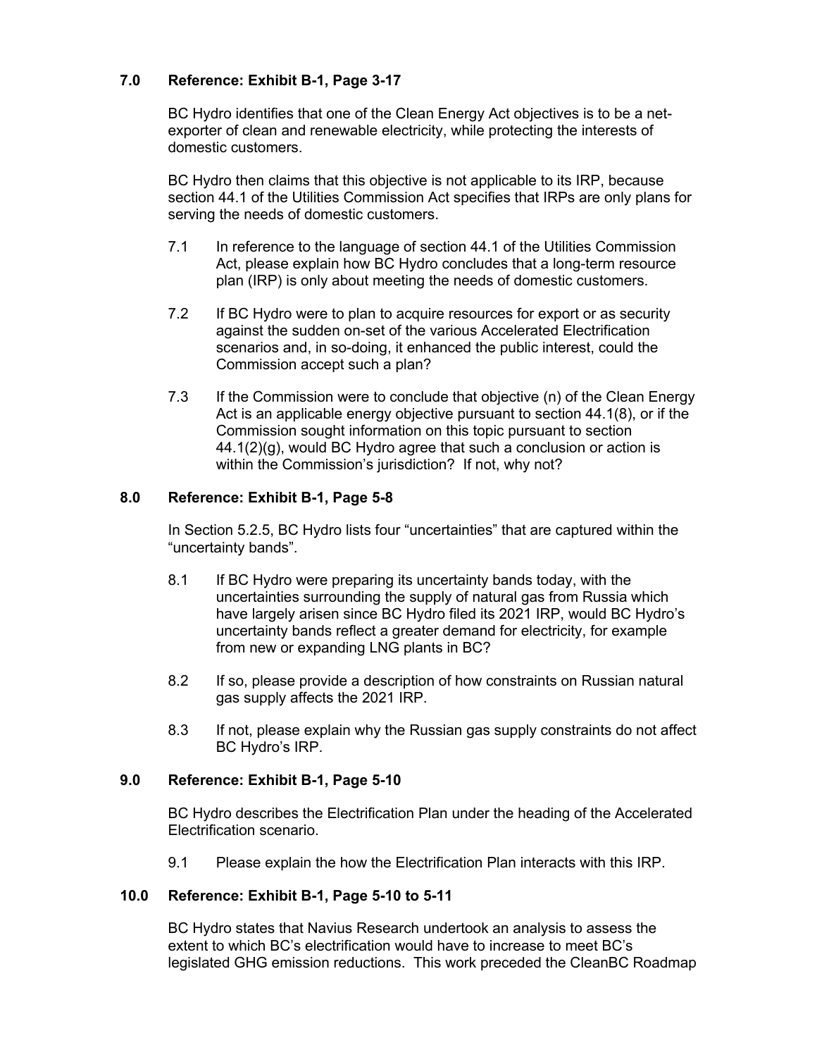## 7.0 Reference: Exhibit B-1, Page 3-17

BC Hydro identifies that one of the Clean Energy Act objectives is to be a net-exporter of clean and renewable electricity, while protecting the interests of domestic customers.

BC Hydro then claims that this objective is not applicable to its IRP, because section 44.1 of the Utilities Commission Act specifies that IRPs are only plans for serving the needs of domestic customers.

7.1 In reference to the language of section 44.1 of the Utilities Commission Act, please explain how BC Hydro concludes that a long-term resource plan (IRP) is only about meeting the needs of domestic customers.

7.2 If BC Hydro were to plan to acquire resources for export or as security against the sudden on-set of the various Accelerated Electrification scenarios and, in so-doing, it enhanced the public interest, could the Commission accept such a plan?

7.3 If the Commission were to conclude that objective (n) of the Clean Energy Act is an applicable energy objective pursuant to section 44.1(8), or if the Commission sought information on this topic pursuant to section 44.1(2)(g), would BC Hydro agree that such a conclusion or action is within the Commission's jurisdiction? If not, why not?

## 8.0 Reference: Exhibit B-1, Page 5-8

In Section 5.2.5, BC Hydro lists four "uncertainties" that are captured within the "uncertainty bands".

8.1 If BC Hydro were preparing its uncertainty bands today, with the uncertainties surrounding the supply of natural gas from Russia which have largely arisen since BC Hydro filed its 2021 IRP, would BC Hydro's uncertainty bands reflect a greater demand for electricity, for example from new or expanding LNG plants in BC?

8.2 If so, please provide a description of how constraints on Russian natural gas supply affects the 2021 IRP.

8.3 If not, please explain why the Russian gas supply constraints do not affect BC Hydro's IRP.

## 9.0 Reference: Exhibit B-1, Page 5-10

BC Hydro describes the Electrification Plan under the heading of the Accelerated Electrification scenario.

9.1 Please explain the how the Electrification Plan interacts with this IRP.

## 10.0 Reference: Exhibit B-1, Page 5-10 to 5-11

BC Hydro states that Navius Research undertook an analysis to assess the extent to which BC's electrification would have to increase to meet BC's legislated GHG emission reductions. This work preceded the CleanBC Roadmap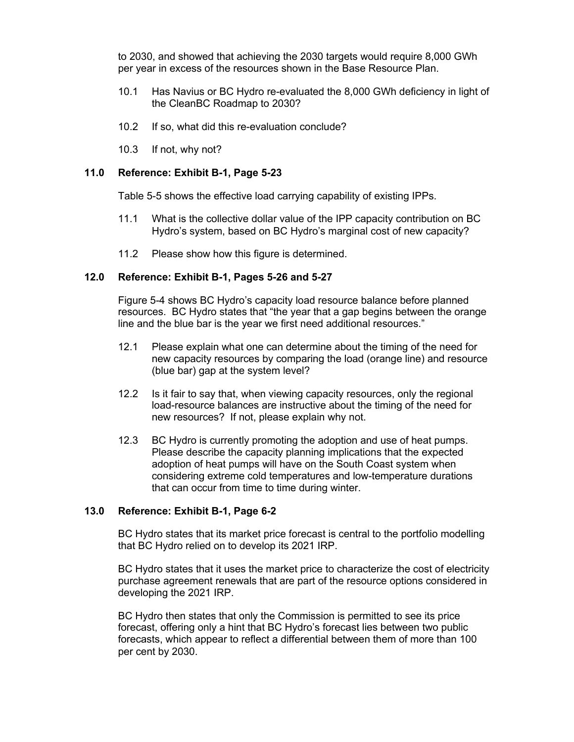to 2030, and showed that achieving the 2030 targets would require 8,000 GWh per year in excess of the resources shown in the Base Resource Plan.

10.1 Has Navius or BC Hydro re-evaluated the 8,000 GWh deficiency in light of the CleanBC Roadmap to 2030?

10.2 If so, what did this re-evaluation conclude?

10.3 If not, why not?

**11.0 Reference: Exhibit B-1, Page 5-23**

Table 5-5 shows the effective load carrying capability of existing IPPs.

11.1 What is the collective dollar value of the IPP capacity contribution on BC Hydro's system, based on BC Hydro's marginal cost of new capacity?

11.2 Please show how this figure is determined.

**12.0 Reference: Exhibit B-1, Pages 5-26 and 5-27**

Figure 5-4 shows BC Hydro's capacity load resource balance before planned resources. BC Hydro states that "the year that a gap begins between the orange line and the blue bar is the year we first need additional resources."

12.1 Please explain what one can determine about the timing of the need for new capacity resources by comparing the load (orange line) and resource (blue bar) gap at the system level?

12.2 Is it fair to say that, when viewing capacity resources, only the regional load-resource balances are instructive about the timing of the need for new resources? If not, please explain why not.

12.3 BC Hydro is currently promoting the adoption and use of heat pumps. Please describe the capacity planning implications that the expected adoption of heat pumps will have on the South Coast system when considering extreme cold temperatures and low-temperature durations that can occur from time to time during winter.

**13.0 Reference: Exhibit B-1, Page 6-2**

BC Hydro states that its market price forecast is central to the portfolio modelling that BC Hydro relied on to develop its 2021 IRP.

BC Hydro states that it uses the market price to characterize the cost of electricity purchase agreement renewals that are part of the resource options considered in developing the 2021 IRP.

BC Hydro then states that only the Commission is permitted to see its price forecast, offering only a hint that BC Hydro's forecast lies between two public forecasts, which appear to reflect a differential between them of more than 100 per cent by 2030.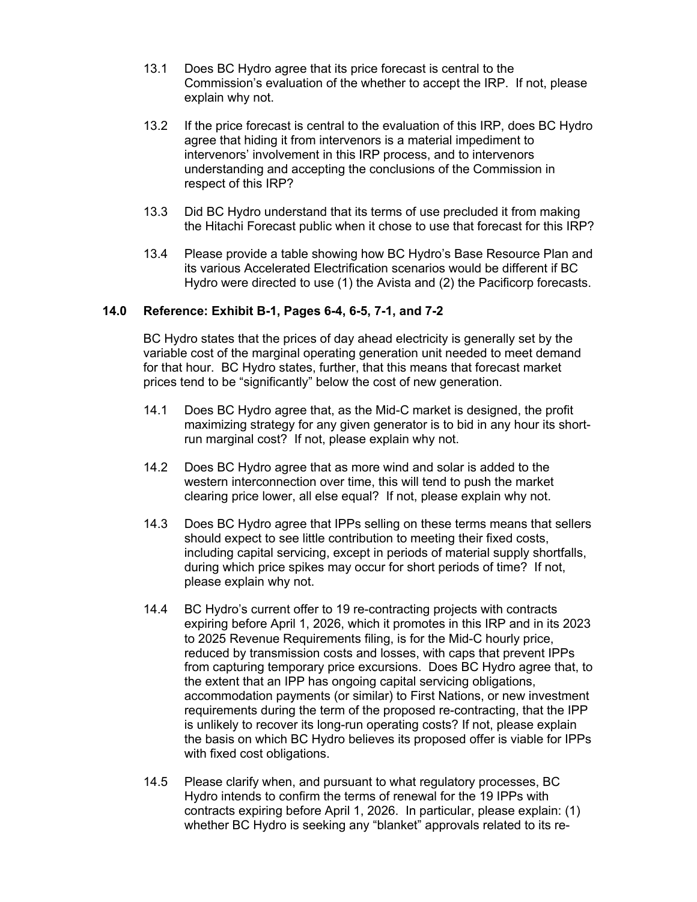13.1 Does BC Hydro agree that its price forecast is central to the Commission's evaluation of the whether to accept the IRP. If not, please explain why not.

13.2 If the price forecast is central to the evaluation of this IRP, does BC Hydro agree that hiding it from intervenors is a material impediment to intervenors' involvement in this IRP process, and to intervenors understanding and accepting the conclusions of the Commission in respect of this IRP?

13.3 Did BC Hydro understand that its terms of use precluded it from making the Hitachi Forecast public when it chose to use that forecast for this IRP?

13.4 Please provide a table showing how BC Hydro's Base Resource Plan and its various Accelerated Electrification scenarios would be different if BC Hydro were directed to use (1) the Avista and (2) the Pacificorp forecasts.

### 14.0 Reference: Exhibit B-1, Pages 6-4, 6-5, 7-1, and 7-2

BC Hydro states that the prices of day ahead electricity is generally set by the variable cost of the marginal operating generation unit needed to meet demand for that hour. BC Hydro states, further, that this means that forecast market prices tend to be "significantly" below the cost of new generation.

14.1 Does BC Hydro agree that, as the Mid-C market is designed, the profit maximizing strategy for any given generator is to bid in any hour its short-run marginal cost? If not, please explain why not.

14.2 Does BC Hydro agree that as more wind and solar is added to the western interconnection over time, this will tend to push the market clearing price lower, all else equal? If not, please explain why not.

14.3 Does BC Hydro agree that IPPs selling on these terms means that sellers should expect to see little contribution to meeting their fixed costs, including capital servicing, except in periods of material supply shortfalls, during which price spikes may occur for short periods of time? If not, please explain why not.

14.4 BC Hydro's current offer to 19 re-contracting projects with contracts expiring before April 1, 2026, which it promotes in this IRP and in its 2023 to 2025 Revenue Requirements filing, is for the Mid-C hourly price, reduced by transmission costs and losses, with caps that prevent IPPs from capturing temporary price excursions. Does BC Hydro agree that, to the extent that an IPP has ongoing capital servicing obligations, accommodation payments (or similar) to First Nations, or new investment requirements during the term of the proposed re-contracting, that the IPP is unlikely to recover its long-run operating costs? If not, please explain the basis on which BC Hydro believes its proposed offer is viable for IPPs with fixed cost obligations.

14.5 Please clarify when, and pursuant to what regulatory processes, BC Hydro intends to confirm the terms of renewal for the 19 IPPs with contracts expiring before April 1, 2026. In particular, please explain: (1) whether BC Hydro is seeking any "blanket" approvals related to its re-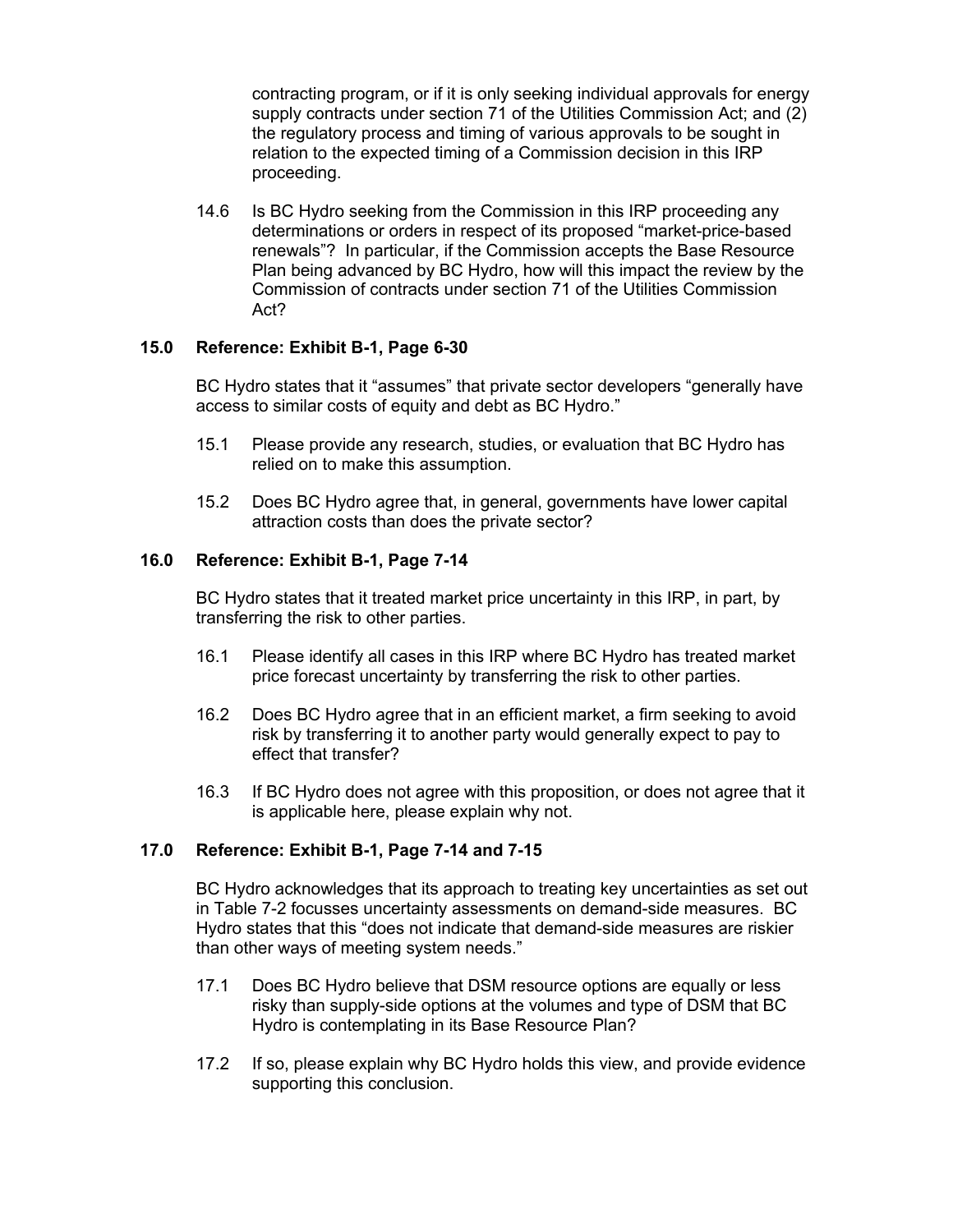contracting program, or if it is only seeking individual approvals for energy supply contracts under section 71 of the Utilities Commission Act; and (2) the regulatory process and timing of various approvals to be sought in relation to the expected timing of a Commission decision in this IRP proceeding.

14.6 Is BC Hydro seeking from the Commission in this IRP proceeding any determinations or orders in respect of its proposed "market-price-based renewals"? In particular, if the Commission accepts the Base Resource Plan being advanced by BC Hydro, how will this impact the review by the Commission of contracts under section 71 of the Utilities Commission Act?

**15.0 Reference: Exhibit B-1, Page 6-30**

BC Hydro states that it "assumes" that private sector developers "generally have access to similar costs of equity and debt as BC Hydro."

15.1 Please provide any research, studies, or evaluation that BC Hydro has relied on to make this assumption.

15.2 Does BC Hydro agree that, in general, governments have lower capital attraction costs than does the private sector?

**16.0 Reference: Exhibit B-1, Page 7-14**

BC Hydro states that it treated market price uncertainty in this IRP, in part, by transferring the risk to other parties.

16.1 Please identify all cases in this IRP where BC Hydro has treated market price forecast uncertainty by transferring the risk to other parties.

16.2 Does BC Hydro agree that in an efficient market, a firm seeking to avoid risk by transferring it to another party would generally expect to pay to effect that transfer?

16.3 If BC Hydro does not agree with this proposition, or does not agree that it is applicable here, please explain why not.

**17.0 Reference: Exhibit B-1, Page 7-14 and 7-15**

BC Hydro acknowledges that its approach to treating key uncertainties as set out in Table 7-2 focusses uncertainty assessments on demand-side measures. BC Hydro states that this "does not indicate that demand-side measures are riskier than other ways of meeting system needs."

17.1 Does BC Hydro believe that DSM resource options are equally or less risky than supply-side options at the volumes and type of DSM that BC Hydro is contemplating in its Base Resource Plan?

17.2 If so, please explain why BC Hydro holds this view, and provide evidence supporting this conclusion.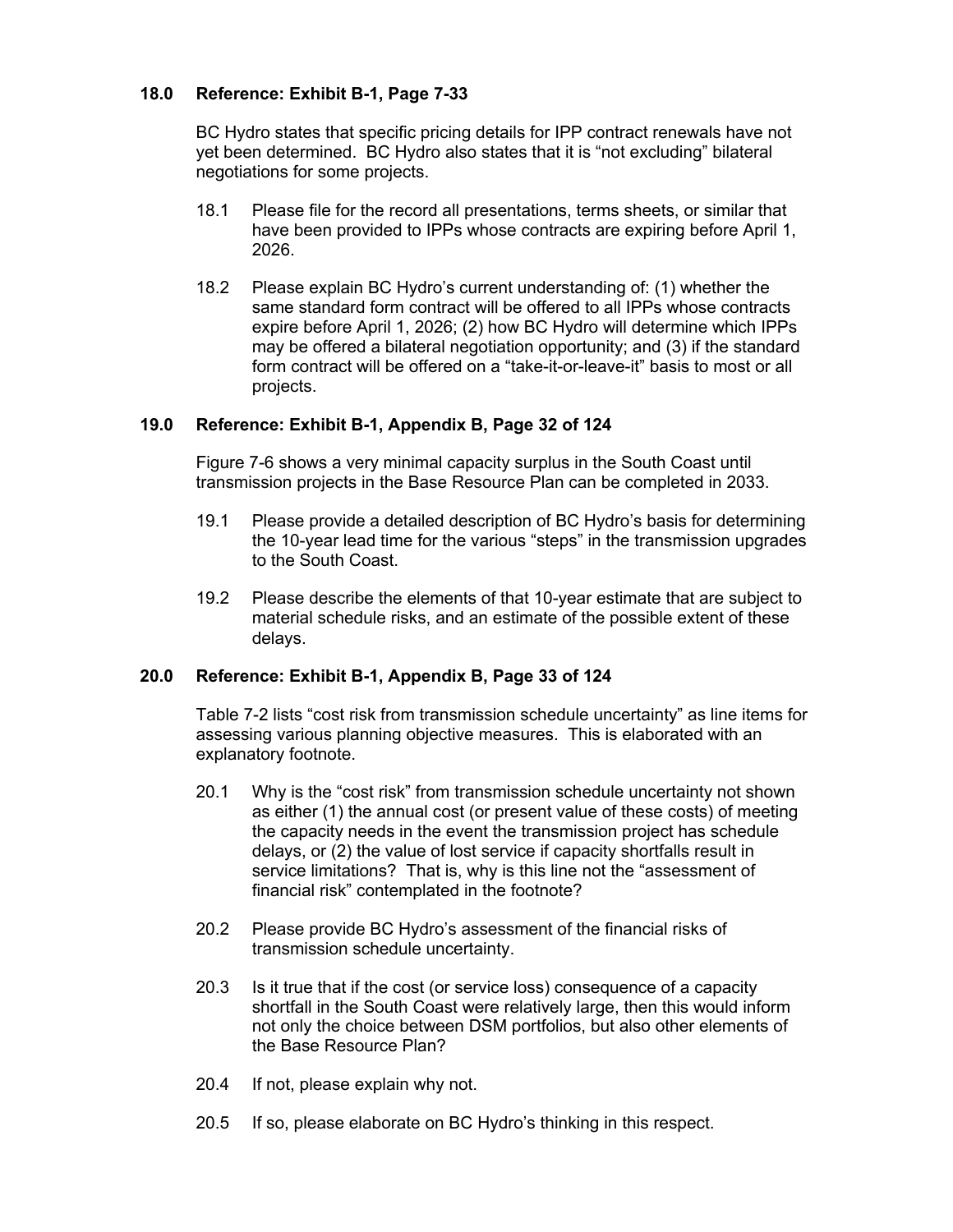## 18.0 Reference: Exhibit B-1, Page 7-33

BC Hydro states that specific pricing details for IPP contract renewals have not yet been determined. BC Hydro also states that it is "not excluding" bilateral negotiations for some projects.

18.1 Please file for the record all presentations, terms sheets, or similar that have been provided to IPPs whose contracts are expiring before April 1, 2026.

18.2 Please explain BC Hydro's current understanding of: (1) whether the same standard form contract will be offered to all IPPs whose contracts expire before April 1, 2026; (2) how BC Hydro will determine which IPPs may be offered a bilateral negotiation opportunity; and (3) if the standard form contract will be offered on a "take-it-or-leave-it" basis to most or all projects.

## 19.0 Reference: Exhibit B-1, Appendix B, Page 32 of 124

Figure 7-6 shows a very minimal capacity surplus in the South Coast until transmission projects in the Base Resource Plan can be completed in 2033.

19.1 Please provide a detailed description of BC Hydro's basis for determining the 10-year lead time for the various "steps" in the transmission upgrades to the South Coast.

19.2 Please describe the elements of that 10-year estimate that are subject to material schedule risks, and an estimate of the possible extent of these delays.

## 20.0 Reference: Exhibit B-1, Appendix B, Page 33 of 124

Table 7-2 lists "cost risk from transmission schedule uncertainty" as line items for assessing various planning objective measures. This is elaborated with an explanatory footnote.

20.1 Why is the "cost risk" from transmission schedule uncertainty not shown as either (1) the annual cost (or present value of these costs) of meeting the capacity needs in the event the transmission project has schedule delays, or (2) the value of lost service if capacity shortfalls result in service limitations? That is, why is this line not the "assessment of financial risk" contemplated in the footnote?

20.2 Please provide BC Hydro's assessment of the financial risks of transmission schedule uncertainty.

20.3 Is it true that if the cost (or service loss) consequence of a capacity shortfall in the South Coast were relatively large, then this would inform not only the choice between DSM portfolios, but also other elements of the Base Resource Plan?

20.4 If not, please explain why not.

20.5 If so, please elaborate on BC Hydro's thinking in this respect.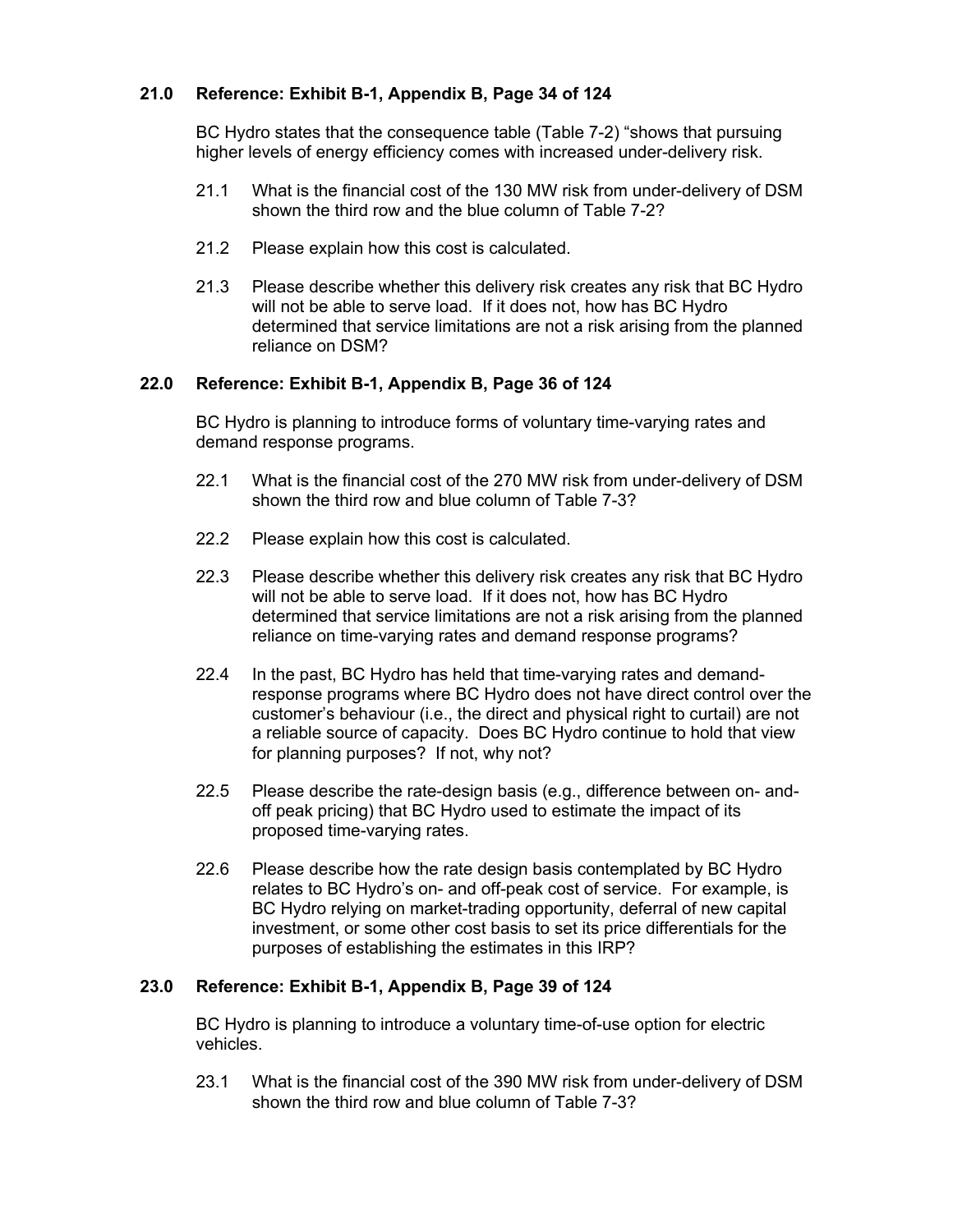### 21.0 Reference: Exhibit B-1, Appendix B, Page 34 of 124

BC Hydro states that the consequence table (Table 7-2) "shows that pursuing higher levels of energy efficiency comes with increased under-delivery risk.

21.1 What is the financial cost of the 130 MW risk from under-delivery of DSM shown the third row and the blue column of Table 7-2?

21.2 Please explain how this cost is calculated.

21.3 Please describe whether this delivery risk creates any risk that BC Hydro will not be able to serve load. If it does not, how has BC Hydro determined that service limitations are not a risk arising from the planned reliance on DSM?

### 22.0 Reference: Exhibit B-1, Appendix B, Page 36 of 124

BC Hydro is planning to introduce forms of voluntary time-varying rates and demand response programs.

22.1 What is the financial cost of the 270 MW risk from under-delivery of DSM shown the third row and blue column of Table 7-3?

22.2 Please explain how this cost is calculated.

22.3 Please describe whether this delivery risk creates any risk that BC Hydro will not be able to serve load. If it does not, how has BC Hydro determined that service limitations are not a risk arising from the planned reliance on time-varying rates and demand response programs?

22.4 In the past, BC Hydro has held that time-varying rates and demand-response programs where BC Hydro does not have direct control over the customer's behaviour (i.e., the direct and physical right to curtail) are not a reliable source of capacity. Does BC Hydro continue to hold that view for planning purposes? If not, why not?

22.5 Please describe the rate-design basis (e.g., difference between on- and-off peak pricing) that BC Hydro used to estimate the impact of its proposed time-varying rates.

22.6 Please describe how the rate design basis contemplated by BC Hydro relates to BC Hydro's on- and off-peak cost of service. For example, is BC Hydro relying on market-trading opportunity, deferral of new capital investment, or some other cost basis to set its price differentials for the purposes of establishing the estimates in this IRP?

### 23.0 Reference: Exhibit B-1, Appendix B, Page 39 of 124

BC Hydro is planning to introduce a voluntary time-of-use option for electric vehicles.

23.1 What is the financial cost of the 390 MW risk from under-delivery of DSM shown the third row and blue column of Table 7-3?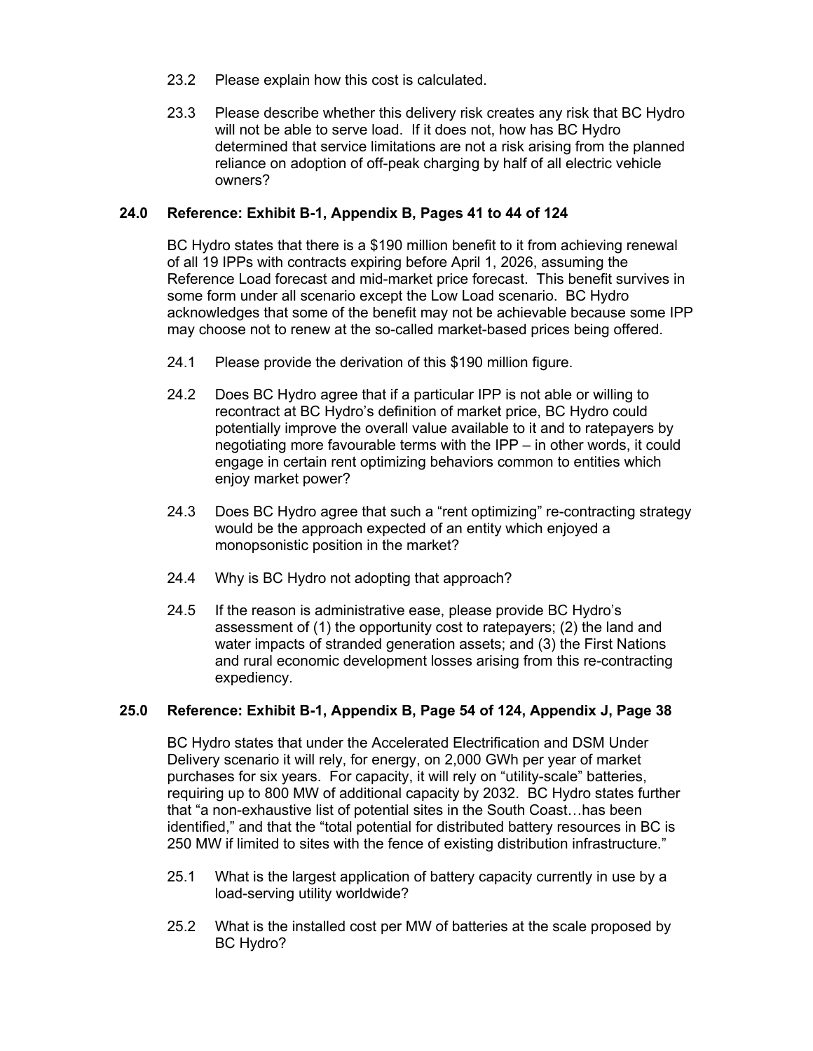23.2 Please explain how this cost is calculated.

23.3 Please describe whether this delivery risk creates any risk that BC Hydro will not be able to serve load. If it does not, how has BC Hydro determined that service limitations are not a risk arising from the planned reliance on adoption of off-peak charging by half of all electric vehicle owners?

**24.0 Reference: Exhibit B-1, Appendix B, Pages 41 to 44 of 124**

BC Hydro states that there is a $190 million benefit to it from achieving renewal of all 19 IPPs with contracts expiring before April 1, 2026, assuming the Reference Load forecast and mid-market price forecast. This benefit survives in some form under all scenario except the Low Load scenario. BC Hydro acknowledges that some of the benefit may not be achievable because some IPP may choose not to renew at the so-called market-based prices being offered.

24.1 Please provide the derivation of this $190 million figure.

24.2 Does BC Hydro agree that if a particular IPP is not able or willing to recontract at BC Hydro's definition of market price, BC Hydro could potentially improve the overall value available to it and to ratepayers by negotiating more favourable terms with the IPP – in other words, it could engage in certain rent optimizing behaviors common to entities which enjoy market power?

24.3 Does BC Hydro agree that such a "rent optimizing" re-contracting strategy would be the approach expected of an entity which enjoyed a monopsonistic position in the market?

24.4 Why is BC Hydro not adopting that approach?

24.5 If the reason is administrative ease, please provide BC Hydro's assessment of (1) the opportunity cost to ratepayers; (2) the land and water impacts of stranded generation assets; and (3) the First Nations and rural economic development losses arising from this re-contracting expediency.

**25.0 Reference: Exhibit B-1, Appendix B, Page 54 of 124, Appendix J, Page 38**

BC Hydro states that under the Accelerated Electrification and DSM Under Delivery scenario it will rely, for energy, on 2,000 GWh per year of market purchases for six years. For capacity, it will rely on "utility-scale" batteries, requiring up to 800 MW of additional capacity by 2032. BC Hydro states further that "a non-exhaustive list of potential sites in the South Coast…has been identified," and that the "total potential for distributed battery resources in BC is 250 MW if limited to sites with the fence of existing distribution infrastructure."

25.1 What is the largest application of battery capacity currently in use by a load-serving utility worldwide?

25.2 What is the installed cost per MW of batteries at the scale proposed by BC Hydro?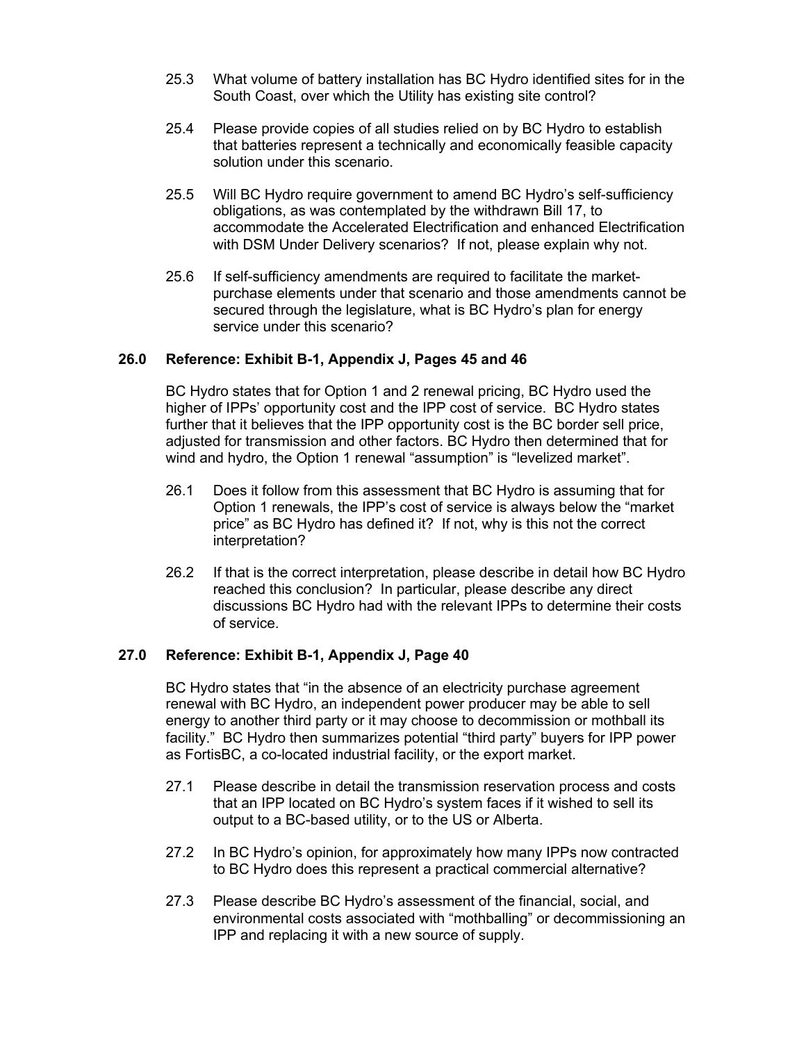25.3 What volume of battery installation has BC Hydro identified sites for in the South Coast, over which the Utility has existing site control?

25.4 Please provide copies of all studies relied on by BC Hydro to establish that batteries represent a technically and economically feasible capacity solution under this scenario.

25.5 Will BC Hydro require government to amend BC Hydro's self-sufficiency obligations, as was contemplated by the withdrawn Bill 17, to accommodate the Accelerated Electrification and enhanced Electrification with DSM Under Delivery scenarios? If not, please explain why not.

25.6 If self-sufficiency amendments are required to facilitate the market-purchase elements under that scenario and those amendments cannot be secured through the legislature, what is BC Hydro's plan for energy service under this scenario?

**26.0 Reference: Exhibit B-1, Appendix J, Pages 45 and 46**

BC Hydro states that for Option 1 and 2 renewal pricing, BC Hydro used the higher of IPPs' opportunity cost and the IPP cost of service. BC Hydro states further that it believes that the IPP opportunity cost is the BC border sell price, adjusted for transmission and other factors. BC Hydro then determined that for wind and hydro, the Option 1 renewal "assumption" is "levelized market".

26.1 Does it follow from this assessment that BC Hydro is assuming that for Option 1 renewals, the IPP's cost of service is always below the "market price" as BC Hydro has defined it? If not, why is this not the correct interpretation?

26.2 If that is the correct interpretation, please describe in detail how BC Hydro reached this conclusion? In particular, please describe any direct discussions BC Hydro had with the relevant IPPs to determine their costs of service.

**27.0 Reference: Exhibit B-1, Appendix J, Page 40**

BC Hydro states that "in the absence of an electricity purchase agreement renewal with BC Hydro, an independent power producer may be able to sell energy to another third party or it may choose to decommission or mothball its facility." BC Hydro then summarizes potential "third party" buyers for IPP power as FortisBC, a co-located industrial facility, or the export market.

27.1 Please describe in detail the transmission reservation process and costs that an IPP located on BC Hydro's system faces if it wished to sell its output to a BC-based utility, or to the US or Alberta.

27.2 In BC Hydro's opinion, for approximately how many IPPs now contracted to BC Hydro does this represent a practical commercial alternative?

27.3 Please describe BC Hydro's assessment of the financial, social, and environmental costs associated with "mothballing" or decommissioning an IPP and replacing it with a new source of supply.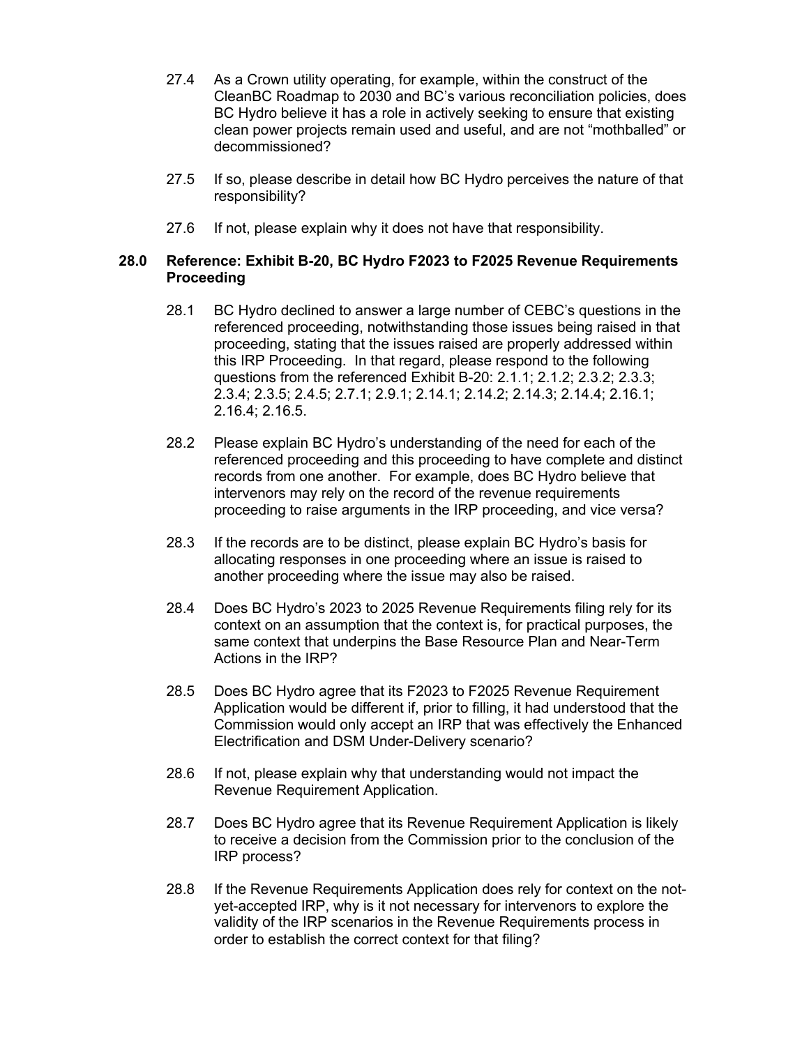27.4 As a Crown utility operating, for example, within the construct of the CleanBC Roadmap to 2030 and BC's various reconciliation policies, does BC Hydro believe it has a role in actively seeking to ensure that existing clean power projects remain used and useful, and are not "mothballed" or decommissioned?

27.5 If so, please describe in detail how BC Hydro perceives the nature of that responsibility?

27.6 If not, please explain why it does not have that responsibility.

**28.0 Reference: Exhibit B-20, BC Hydro F2023 to F2025 Revenue Requirements Proceeding**

28.1 BC Hydro declined to answer a large number of CEBC's questions in the referenced proceeding, notwithstanding those issues being raised in that proceeding, stating that the issues raised are properly addressed within this IRP Proceeding. In that regard, please respond to the following questions from the referenced Exhibit B-20: 2.1.1; 2.1.2; 2.3.2; 2.3.3; 2.3.4; 2.3.5; 2.4.5; 2.7.1; 2.9.1; 2.14.1; 2.14.2; 2.14.3; 2.14.4; 2.16.1; 2.16.4; 2.16.5.

28.2 Please explain BC Hydro's understanding of the need for each of the referenced proceeding and this proceeding to have complete and distinct records from one another. For example, does BC Hydro believe that intervenors may rely on the record of the revenue requirements proceeding to raise arguments in the IRP proceeding, and vice versa?

28.3 If the records are to be distinct, please explain BC Hydro's basis for allocating responses in one proceeding where an issue is raised to another proceeding where the issue may also be raised.

28.4 Does BC Hydro's 2023 to 2025 Revenue Requirements filing rely for its context on an assumption that the context is, for practical purposes, the same context that underpins the Base Resource Plan and Near-Term Actions in the IRP?

28.5 Does BC Hydro agree that its F2023 to F2025 Revenue Requirement Application would be different if, prior to filling, it had understood that the Commission would only accept an IRP that was effectively the Enhanced Electrification and DSM Under-Delivery scenario?

28.6 If not, please explain why that understanding would not impact the Revenue Requirement Application.

28.7 Does BC Hydro agree that its Revenue Requirement Application is likely to receive a decision from the Commission prior to the conclusion of the IRP process?

28.8 If the Revenue Requirements Application does rely for context on the not-yet-accepted IRP, why is it not necessary for intervenors to explore the validity of the IRP scenarios in the Revenue Requirements process in order to establish the correct context for that filing?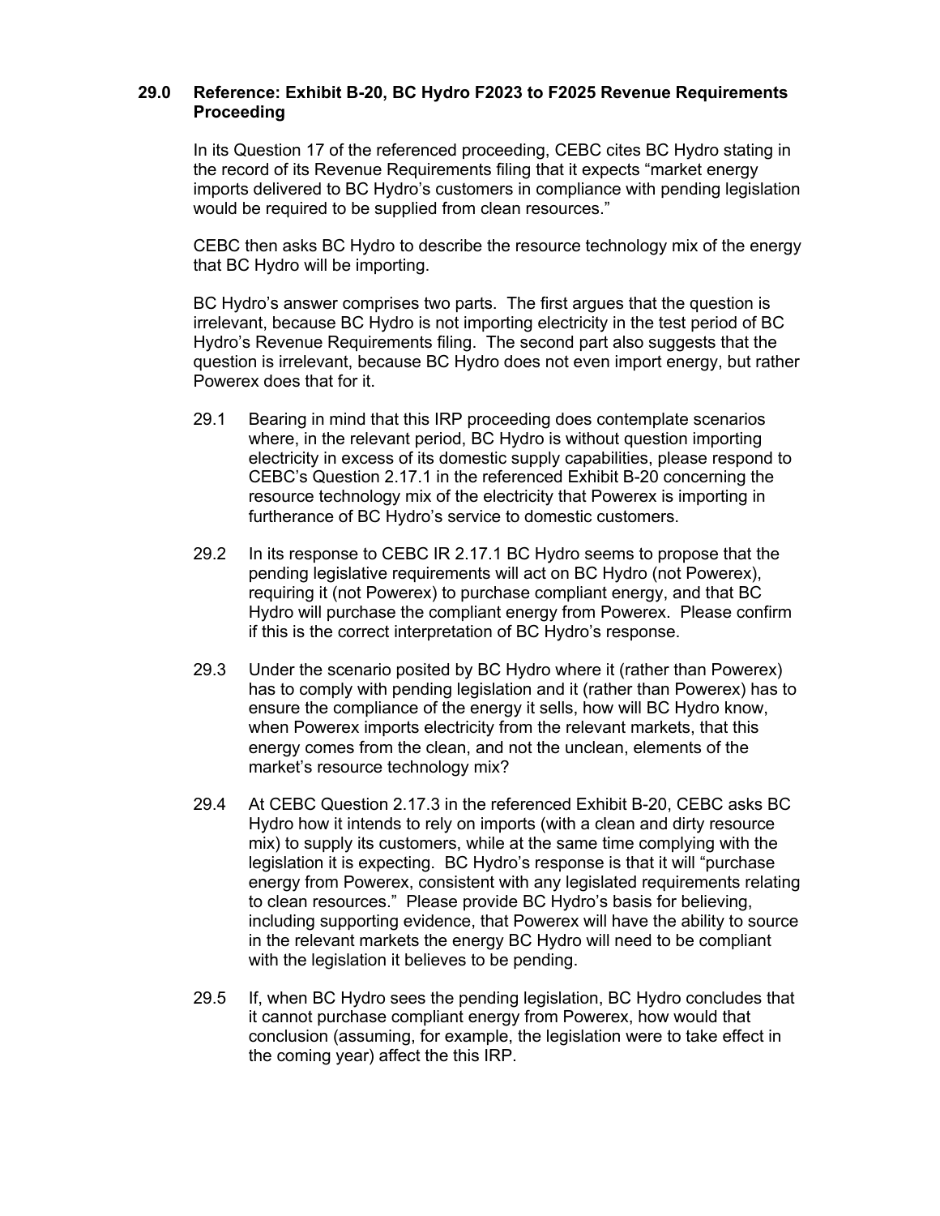### 29.0 Reference: Exhibit B-20, BC Hydro F2023 to F2025 Revenue Requirements Proceeding

In its Question 17 of the referenced proceeding, CEBC cites BC Hydro stating in the record of its Revenue Requirements filing that it expects “market energy imports delivered to BC Hydro’s customers in compliance with pending legislation would be required to be supplied from clean resources.”

CEBC then asks BC Hydro to describe the resource technology mix of the energy that BC Hydro will be importing.

BC Hydro’s answer comprises two parts. The first argues that the question is irrelevant, because BC Hydro is not importing electricity in the test period of BC Hydro’s Revenue Requirements filing. The second part also suggests that the question is irrelevant, because BC Hydro does not even import energy, but rather Powerex does that for it.

29.1 Bearing in mind that this IRP proceeding does contemplate scenarios where, in the relevant period, BC Hydro is without question importing electricity in excess of its domestic supply capabilities, please respond to CEBC’s Question 2.17.1 in the referenced Exhibit B-20 concerning the resource technology mix of the electricity that Powerex is importing in furtherance of BC Hydro’s service to domestic customers.

29.2 In its response to CEBC IR 2.17.1 BC Hydro seems to propose that the pending legislative requirements will act on BC Hydro (not Powerex), requiring it (not Powerex) to purchase compliant energy, and that BC Hydro will purchase the compliant energy from Powerex. Please confirm if this is the correct interpretation of BC Hydro’s response.

29.3 Under the scenario posited by BC Hydro where it (rather than Powerex) has to comply with pending legislation and it (rather than Powerex) has to ensure the compliance of the energy it sells, how will BC Hydro know, when Powerex imports electricity from the relevant markets, that this energy comes from the clean, and not the unclean, elements of the market’s resource technology mix?

29.4 At CEBC Question 2.17.3 in the referenced Exhibit B-20, CEBC asks BC Hydro how it intends to rely on imports (with a clean and dirty resource mix) to supply its customers, while at the same time complying with the legislation it is expecting. BC Hydro’s response is that it will “purchase energy from Powerex, consistent with any legislated requirements relating to clean resources.” Please provide BC Hydro’s basis for believing, including supporting evidence, that Powerex will have the ability to source in the relevant markets the energy BC Hydro will need to be compliant with the legislation it believes to be pending.

29.5 If, when BC Hydro sees the pending legislation, BC Hydro concludes that it cannot purchase compliant energy from Powerex, how would that conclusion (assuming, for example, the legislation were to take effect in the coming year) affect the this IRP.